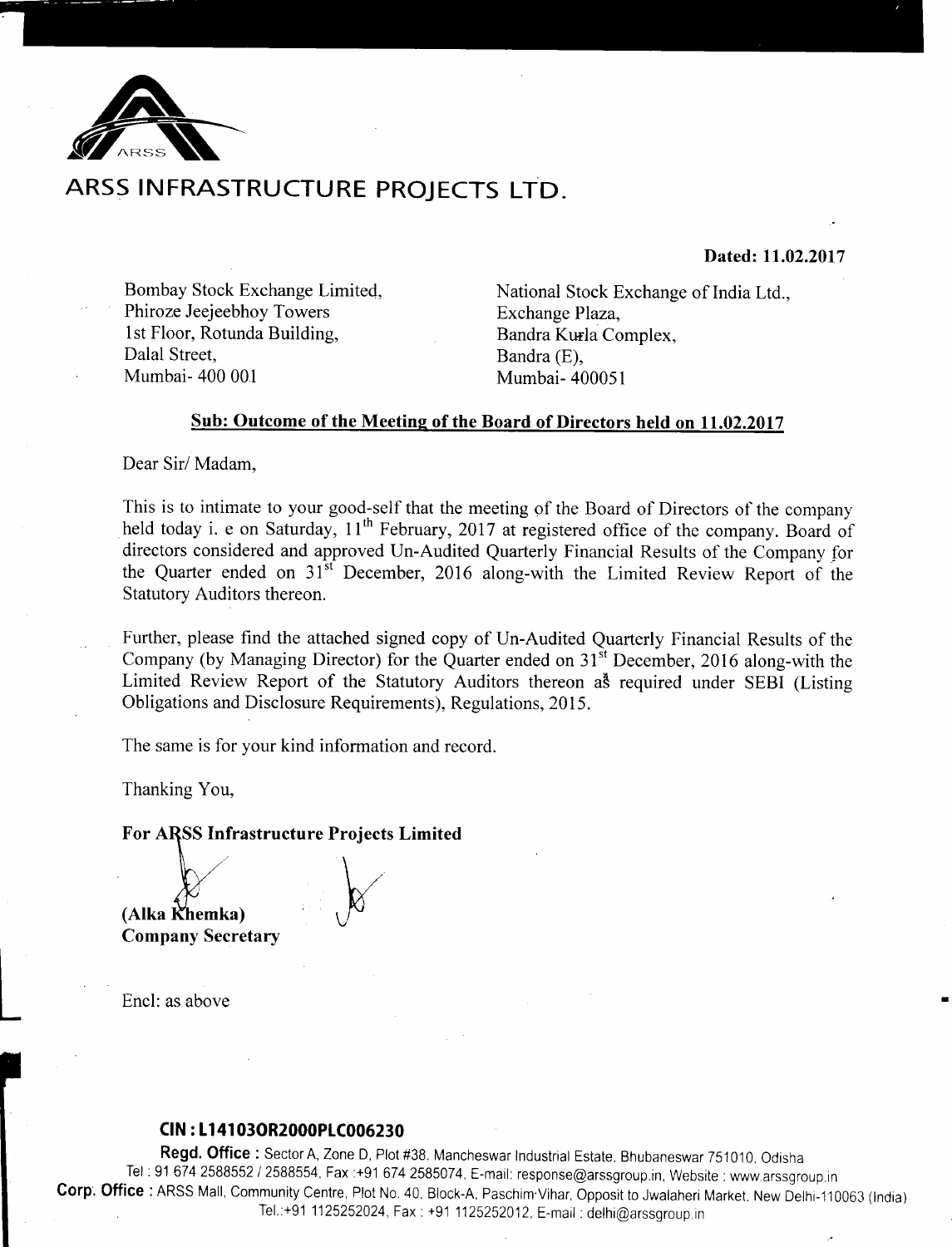# ARSS INFRASTRUCTURE PROJECTS LTD.

**Dated: 11.02.2017**

Bombay Stock Exchange Limited,
Phiroze Jeejeebhoy Towers
1st Floor, Rotunda Building,
Dalal Street,
Mumbai- 400 001

National Stock Exchange of India Ltd.,
Exchange Plaza,
Bandra Kurla Complex,
Bandra (E),
Mumbai- 400051

**<u>Sub: Outcome of the Meeting of the Board of Directors held on 11.02.2017</u>**

Dear Sir/ Madam,

This is to intimate to your good-self that the meeting of the Board of Directors of the company held today i. e on Saturday, 11th February, 2017 at registered office of the company. Board of directors considered and approved Un-Audited Quarterly Financial Results of the Company for the Quarter ended on 31st December, 2016 along-with the Limited Review Report of the Statutory Auditors thereon.

Further, please find the attached signed copy of Un-Audited Quarterly Financial Results of the Company (by Managing Director) for the Quarter ended on 31st December, 2016 along-with the Limited Review Report of the Statutory Auditors thereon as required under SEBI (Listing Obligations and Disclosure Requirements), Regulations, 2015.

The same is for your kind information and record.

Thanking You,

**For ARSS Infrastructure Projects Limited**

**(Alka Khemka)**
**Company Secretary**

Encl: as above

**CIN : L14103OR2000PLC006230**

**Regd. Office :** Sector A, Zone D, Plot #38, Mancheswar Industrial Estate, Bhubaneswar 751010, Odisha
Tel : 91 674 2588552 / 2588554, Fax :+91 674 2585074, E-mail: response@arssgroup.in, Website : www.arssgroup.in
**Corp. Office :** ARSS Mall, Community Centre, Plot No. 40, Block-A, Paschim Vihar, Opposit to Jwalaheri Market, New Delhi-110063 (India)
Tel.:+91 1125252024, Fax : +91 1125252012, E-mail : delhi@arssgroup.in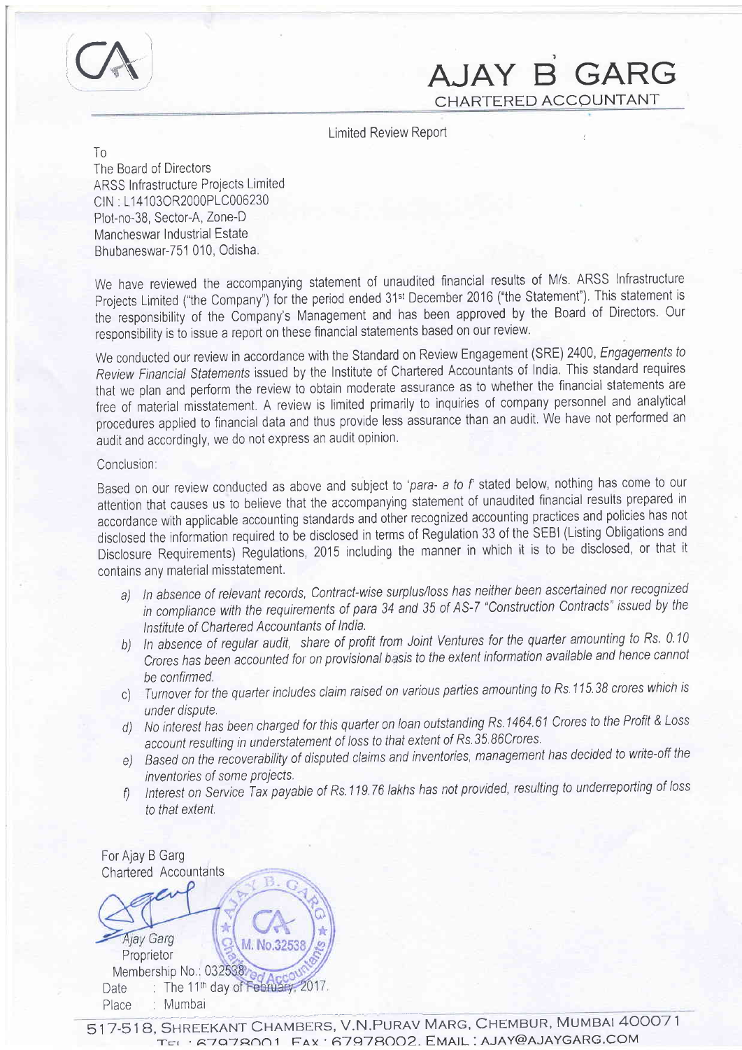# AJAY B GARG

CHARTERED ACCOUNTANT

Limited Review Report

To
The Board of Directors
ARSS Infrastructure Projects Limited
CIN : L14103OR2000PLC006230
Plot-no-38, Sector-A, Zone-D
Mancheswar Industrial Estate
Bhubaneswar-751 010, Odisha.

We have reviewed the accompanying statement of unaudited financial results of M/s. ARSS Infrastructure Projects Limited ("the Company") for the period ended 31st December 2016 ("the Statement"). This statement is the responsibility of the Company's Management and has been approved by the Board of Directors. Our responsibility is to issue a report on these financial statements based on our review.

We conducted our review in accordance with the Standard on Review Engagement (SRE) 2400, *Engagements to Review Financial Statements* issued by the Institute of Chartered Accountants of India. This standard requires that we plan and perform the review to obtain moderate assurance as to whether the financial statements are free of material misstatement. A review is limited primarily to inquiries of company personnel and analytical procedures applied to financial data and thus provide less assurance than an audit. We have not performed an audit and accordingly, we do not express an audit opinion.

Conclusion:

Based on our review conducted as above and subject to '*para- a to f*' stated below, nothing has come to our attention that causes us to believe that the accompanying statement of unaudited financial results prepared in accordance with applicable accounting standards and other recognized accounting practices and policies has not disclosed the information required to be disclosed in terms of Regulation 33 of the SEBI (Listing Obligations and Disclosure Requirements) Regulations, 2015 including the manner in which it is to be disclosed, or that it contains any material misstatement.

a) *In absence of relevant records, Contract-wise surplus/loss has neither been ascertained nor recognized in compliance with the requirements of para 34 and 35 of AS-7 "Construction Contracts" issued by the Institute of Chartered Accountants of India.*
b) *In absence of regular audit, share of profit from Joint Ventures for the quarter amounting to Rs. 0.10 Crores has been accounted for on provisional basis to the extent information available and hence cannot be confirmed.*
c) *Turnover for the quarter includes claim raised on various parties amounting to Rs.115.38 crores which is under dispute.*
d) *No interest has been charged for this quarter on loan outstanding Rs.1464.61 Crores to the Profit & Loss account resulting in understatement of loss to that extent of Rs.35.86Crores.*
e) *Based on the recoverability of disputed claims and inventories, management has decided to write-off the inventories of some projects.*
f) *Interest on Service Tax payable of Rs.119.76 lakhs has not provided, resulting to underreporting of loss to that extent.*

For Ajay B Garg
Chartered Accountants

Ajay Garg
Proprietor
Membership No.: 032538
Date : The 11th day of February, 2017.
Place : Mumbai

517-518, SHREEKANT CHAMBERS, V.N.PURAV MARG, CHEMBUR, MUMBAI 400071
TEL : 67978001 FAX : 67978002. EMAIL : AJAY@AJAYGARG.COM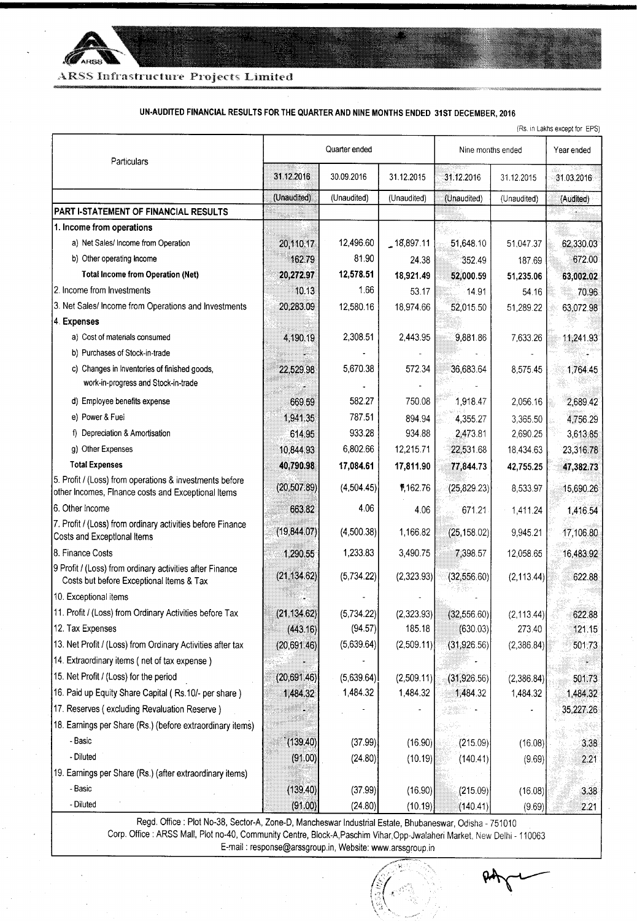ARSS Infrastructure Projects Limited

## UN-AUDITED FINANCIAL RESULTS FOR THE QUARTER AND NINE MONTHS ENDED 31ST DECEMBER, 2016

(Rs. in Lakhs except for EPS)

| Particulars | Quarter ended | | | Nine months ended | | Year ended |
|---|---|---|---|---|---|---|
| | 31.12.2016 | 30.09.2016 | 31.12.2015 | 31.12.2016 | 31.12.2015 | 31.03.2016 |
| | (Unaudited) | (Unaudited) | (Unaudited) | (Unaudited) | (Unaudited) | (Audited) |
| **PART I-STATEMENT OF FINANCIAL RESULTS** | | | | | | |
| **1. Income from operations** | | | | | | |
| a) Net Sales/ Income from Operation | 20,110.17 | 12,496.60 | 18,897.11 | 51,648.10 | 51,047.37 | 62,330.03 |
| b) Other operating Income | 162.79 | 81.90 | 24.38 | 352.49 | 187.69 | 672.00 |
| **Total Income from Operation (Net)** | **20,272.97** | **12,578.51** | **18,921.49** | **52,000.59** | **51,235.06** | **63,002.02** |
| 2. Income from Investments | 10.13 | 1.66 | 53.17 | 14.91 | 54.16 | 70.96 |
| 3. Net Sales/ Income from Operations and Investments | 20,283.09 | 12,580.16 | 18,974.66 | 52,015.50 | 51,289.22 | 63,072.98 |
| **4. Expenses** | | | | | | |
| a) Cost of materials consumed | 4,190.19 | 2,308.51 | 2,443.95 | 9,881.86 | 7,633.26 | 11,241.93 |
| b) Purchases of Stock-in-trade | - | - | - | - | - | - |
| c) Changes in Inventories of finished goods, work-in-progress and Stock-in-trade | 22,529.98 | 5,670.38 | 572.34 | 36,683.64 | 8,575.45 | 1,764.45 |
| d) Employee benefits expense | 669.59 | 582.27 | 750.08 | 1,918.47 | 2,056.16 | 2,689.42 |
| e) Power & Fuel | 1,941.35 | 787.51 | 894.94 | 4,355.27 | 3,365.50 | 4,756.29 |
| f) Depreciation & Amortisation | 614.95 | 933.28 | 934.88 | 2,473.81 | 2,690.25 | 3,613.85 |
| g) Other Expenses | 10,844.93 | 6,802.66 | 12,215.71 | 22,531.68 | 18,434.63 | 23,316.78 |
| **Total Expenses** | **40,790.98** | **17,084.61** | **17,811.90** | **77,844.73** | **42,755.25** | **47,382.73** |
| 5. Profit / (Loss) from operations & investments before other Incomes, Finance costs and Exceptional Items | (20,507.89) | (4,504.45) | 1,162.76 | (25,829.23) | 8,533.97 | 15,690.26 |
| 6. Other Income | 663.82 | 4.06 | 4.06 | 671.21 | 1,411.24 | 1,416.54 |
| 7. Profit / (Loss) from ordinary activities before Finance Costs and Exceptional Items | (19,844.07) | (4,500.38) | 1,166.82 | (25,158.02) | 9,945.21 | 17,106.80 |
| 8. Finance Costs | 1,290.55 | 1,233.83 | 3,490.75 | 7,398.57 | 12,058.65 | 16,483.92 |
| 9 Profit / (Loss) from ordinary activities after Finance Costs but before Exceptional Items & Tax | (21,134.62) | (5,734.22) | (2,323.93) | (32,556.60) | (2,113.44) | 622.88 |
| 10. Exceptional items | - | - | - | - | | |
| 11. Profit / (Loss) from Ordinary Activities before Tax | (21,134.62) | (5,734.22) | (2,323.93) | (32,556.60) | (2,113.44) | 622.88 |
| 12. Tax Expenses | (443.16) | (94.57) | 185.18 | (630.03) | 273.40 | 121.15 |
| 13. Net Profit / (Loss) from Ordinary Activities after tax | (20,691.46) | (5,639.64) | (2,509.11) | (31,926.56) | (2,386.84) | 501.73 |
| 14. Extraordinary items ( net of tax expense ) | - | - | | - | | - |
| 15. Net Profit / (Loss) for the period | (20,691.46) | (5,639.64) | (2,509.11) | (31,926.56) | (2,386.84) | 501.73 |
| 16. Paid up Equity Share Capital ( Rs.10/- per share ) | 1,484.32 | 1,484.32 | 1,484.32 | 1,484.32 | 1,484.32 | 1,484.32 |
| 17. Reserves ( excluding Revaluation Reserve ) | - | - | - | - | - | 35,227.26 |
| 18. Earnings per Share (Rs.) (before extraordinary items) | | | | | | |
| - Basic | (139.40) | (37.99) | (16.90) | (215.09) | (16.08) | 3.38 |
| - Diluted | (91.00) | (24.80) | (10.19) | (140.41) | (9.69) | 2.21 |
| 19. Earnings per Share (Rs.) (after extraordinary items) | | | | | | |
| - Basic | (139.40) | (37.99) | (16.90) | (215.09) | (16.08) | 3.38 |
| - Diluted | (91.00) | (24.80) | (10.19) | (140.41) | (9.69) | 2.21 |

Regd. Office : Plot No-38, Sector-A, Zone-D, Mancheswar Industrial Estate, Bhubaneswar, Odisha - 751010
Corp. Office : ARSS Mall, Plot no-40, Community Centre, Block-A,Paschim Vihar,Opp-Jwalaheri Market, New Delhi - 110063
E-mail : response@arssgroup.in, Website: www.arssgroup.in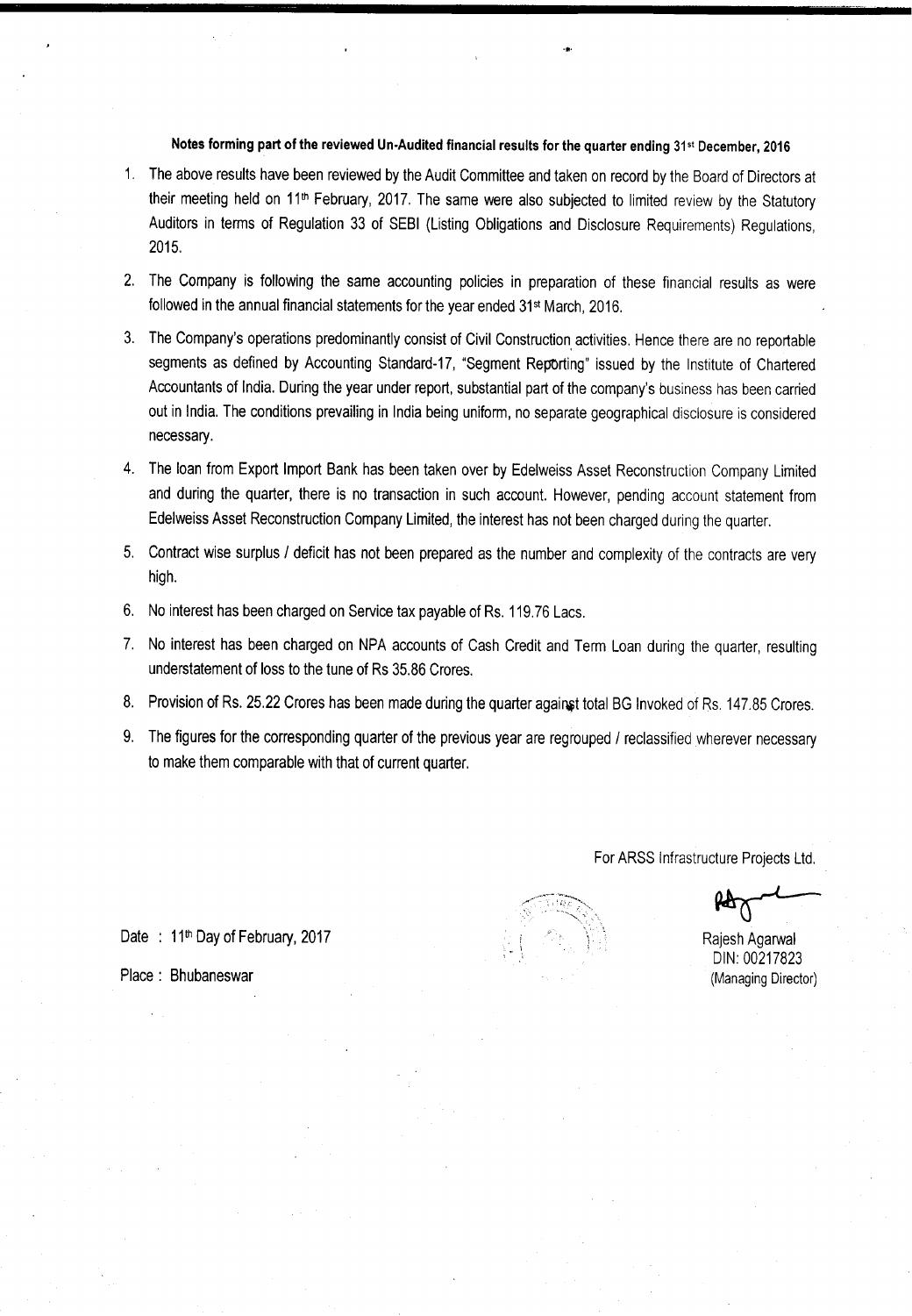**Notes forming part of the reviewed Un-Audited financial results for the quarter ending 31st December, 2016**

1. The above results have been reviewed by the Audit Committee and taken on record by the Board of Directors at their meeting held on 11th February, 2017. The same were also subjected to limited review by the Statutory Auditors in terms of Regulation 33 of SEBI (Listing Obligations and Disclosure Requirements) Regulations, 2015.
2. The Company is following the same accounting policies in preparation of these financial results as were followed in the annual financial statements for the year ended 31st March, 2016.
3. The Company's operations predominantly consist of Civil Construction activities. Hence there are no reportable segments as defined by Accounting Standard-17, "Segment Reporting" issued by the Institute of Chartered Accountants of India. During the year under report, substantial part of the company's business has been carried out in India. The conditions prevailing in India being uniform, no separate geographical disclosure is considered necessary.
4. The loan from Export Import Bank has been taken over by Edelweiss Asset Reconstruction Company Limited and during the quarter, there is no transaction in such account. However, pending account statement from Edelweiss Asset Reconstruction Company Limited, the interest has not been charged during the quarter.
5. Contract wise surplus / deficit has not been prepared as the number and complexity of the contracts are very high.
6. No interest has been charged on Service tax payable of Rs. 119.76 Lacs.
7. No interest has been charged on NPA accounts of Cash Credit and Term Loan during the quarter, resulting understatement of loss to the tune of Rs 35.86 Crores.
8. Provision of Rs. 25.22 Crores has been made during the quarter against total BG Invoked of Rs. 147.85 Crores.
9. The figures for the corresponding quarter of the previous year are regrouped / reclassified wherever necessary to make them comparable with that of current quarter.

For ARSS Infrastructure Projects Ltd.

Rajesh Agarwal
DIN: 00217823
(Managing Director)

Date : 11th Day of February, 2017

Place : Bhubaneswar